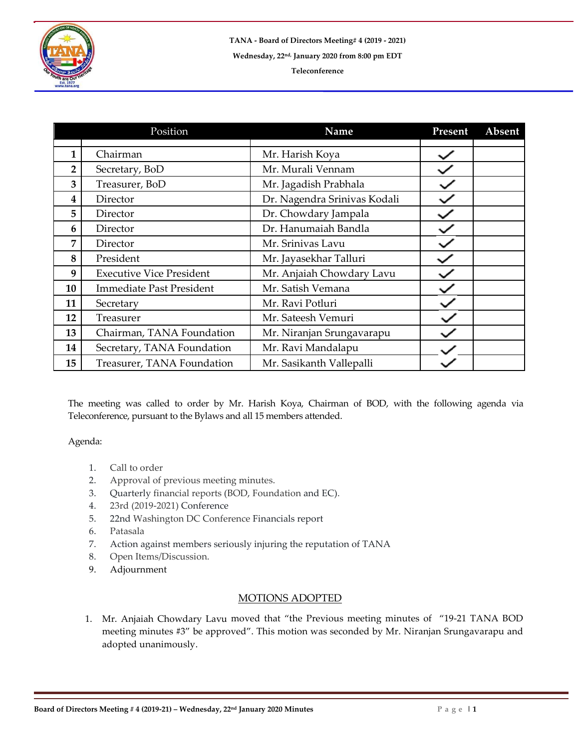**TANA - Board of Directors Meeting# 4 (2019 - 2021)**

**Wednesday, 22nd, January 2020 from 8:00 pm EDT**

**Teleconference**

| | Position | Name | Present | Absent |
|---|---|---|---|---|
| 1 | Chairman | Mr. Harish Koya | ✓ | |
| 2 | Secretary, BoD | Mr. Murali Vennam | ✓ | |
| 3 | Treasurer, BoD | Mr. Jagadish Prabhala | ✓ | |
| 4 | Director | Dr. Nagendra Srinivas Kodali | ✓ | |
| 5 | Director | Dr. Chowdary Jampala | ✓ | |
| 6 | Director | Dr. Hanumaiah Bandla | ✓ | |
| 7 | Director | Mr. Srinivas Lavu | ✓ | |
| 8 | President | Mr. Jayasekhar Talluri | ✓ | |
| 9 | Executive Vice President | Mr. Anjaiah Chowdary Lavu | ✓ | |
| 10 | Immediate Past President | Mr. Satish Vemana | ✓ | |
| 11 | Secretary | Mr. Ravi Potluri | ✓ | |
| 12 | Treasurer | Mr. Sateesh Vemuri | ✓ | |
| 13 | Chairman, TANA Foundation | Mr. Niranjan Srungavarapu | ✓ | |
| 14 | Secretary, TANA Foundation | Mr. Ravi Mandalapu | ✓ | |
| 15 | Treasurer, TANA Foundation | Mr. Sasikanth Vallepalli | ✓ | |

The meeting was called to order by Mr. Harish Koya, Chairman of BOD, with the following agenda via Teleconference, pursuant to the Bylaws and all 15 members attended.

Agenda:

1. Call to order
2. Approval of previous meeting minutes.
3. Quarterly financial reports (BOD, Foundation and EC).
4. 23rd (2019-2021) Conference
5. 22nd Washington DC Conference Financials report
6. Patasala
7. Action against members seriously injuring the reputation of TANA
8. Open Items/Discussion.
9. Adjournment

## MOTIONS ADOPTED

1. Mr. Anjaiah Chowdary Lavu moved that "the Previous meeting minutes of "19-21 TANA BOD meeting minutes #3" be approved". This motion was seconded by Mr. Niranjan Srungavarapu and adopted unanimously.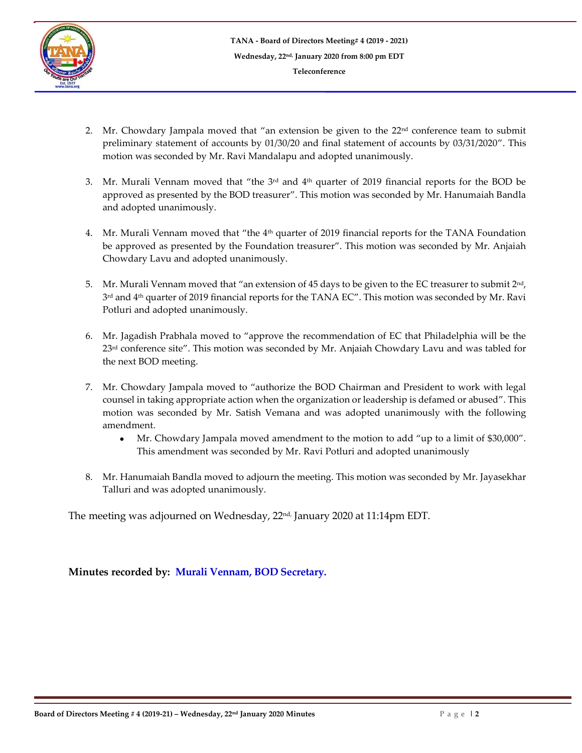2. Mr. Chowdary Jampala moved that "an extension be given to the 22nd conference team to submit preliminary statement of accounts by 01/30/20 and final statement of accounts by 03/31/2020". This motion was seconded by Mr. Ravi Mandalapu and adopted unanimously.

3. Mr. Murali Vennam moved that "the 3rd and 4th quarter of 2019 financial reports for the BOD be approved as presented by the BOD treasurer". This motion was seconded by Mr. Hanumaiah Bandla and adopted unanimously.

4. Mr. Murali Vennam moved that "the 4th quarter of 2019 financial reports for the TANA Foundation be approved as presented by the Foundation treasurer". This motion was seconded by Mr. Anjaiah Chowdary Lavu and adopted unanimously.

5. Mr. Murali Vennam moved that "an extension of 45 days to be given to the EC treasurer to submit 2nd, 3rd and 4th quarter of 2019 financial reports for the TANA EC". This motion was seconded by Mr. Ravi Potluri and adopted unanimously.

6. Mr. Jagadish Prabhala moved to "approve the recommendation of EC that Philadelphia will be the 23rd conference site". This motion was seconded by Mr. Anjaiah Chowdary Lavu and was tabled for the next BOD meeting.

7. Mr. Chowdary Jampala moved to "authorize the BOD Chairman and President to work with legal counsel in taking appropriate action when the organization or leadership is defamed or abused". This motion was seconded by Mr. Satish Vemana and was adopted unanimously with the following amendment.
   - Mr. Chowdary Jampala moved amendment to the motion to add "up to a limit of $30,000". This amendment was seconded by Mr. Ravi Potluri and adopted unanimously

8. Mr. Hanumaiah Bandla moved to adjourn the meeting. This motion was seconded by Mr. Jayasekhar Talluri and was adopted unanimously.

The meeting was adjourned on Wednesday, 22nd, January 2020 at 11:14pm EDT.

**Minutes recorded by: Murali Vennam, BOD Secretary.**